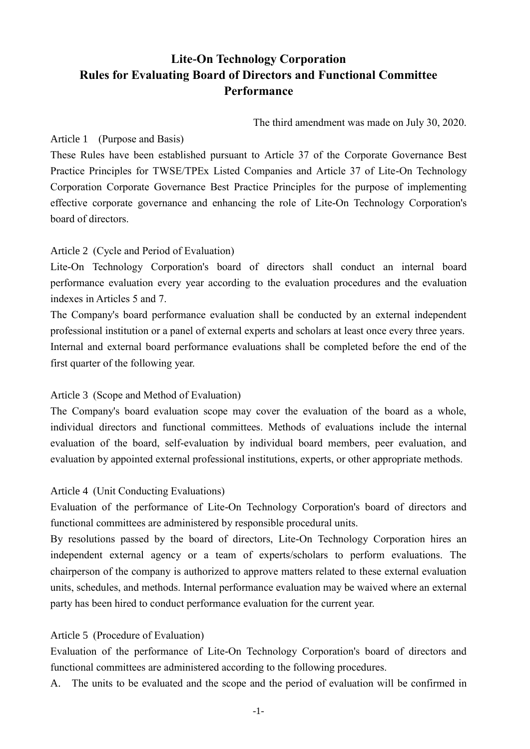# Lite-On Technology Corporation Rules for Evaluating Board of Directors and Functional Committee Performance

The third amendment was made on July 30, 2020.

Article 1 (Purpose and Basis)

These Rules have been established pursuant to Article 37 of the Corporate Governance Best Practice Principles for TWSE/TPEx Listed Companies and Article 37 of Lite-On Technology Corporation Corporate Governance Best Practice Principles for the purpose of implementing effective corporate governance and enhancing the role of Lite-On Technology Corporation's board of directors.

Article 2 (Cycle and Period of Evaluation)

Lite-On Technology Corporation's board of directors shall conduct an internal board performance evaluation every year according to the evaluation procedures and the evaluation indexes in Articles 5 and 7.

The Company's board performance evaluation shall be conducted by an external independent professional institution or a panel of external experts and scholars at least once every three years.

Internal and external board performance evaluations shall be completed before the end of the first quarter of the following year.

Article 3 (Scope and Method of Evaluation)

The Company's board evaluation scope may cover the evaluation of the board as a whole, individual directors and functional committees. Methods of evaluations include the internal evaluation of the board, self-evaluation by individual board members, peer evaluation, and evaluation by appointed external professional institutions, experts, or other appropriate methods.

Article 4 (Unit Conducting Evaluations)

Evaluation of the performance of Lite-On Technology Corporation's board of directors and functional committees are administered by responsible procedural units.

By resolutions passed by the board of directors, Lite-On Technology Corporation hires an independent external agency or a team of experts/scholars to perform evaluations. The chairperson of the company is authorized to approve matters related to these external evaluation units, schedules, and methods. Internal performance evaluation may be waived where an external party has been hired to conduct performance evaluation for the current year.

Article 5 (Procedure of Evaluation)

Evaluation of the performance of Lite-On Technology Corporation's board of directors and functional committees are administered according to the following procedures.

A. The units to be evaluated and the scope and the period of evaluation will be confirmed in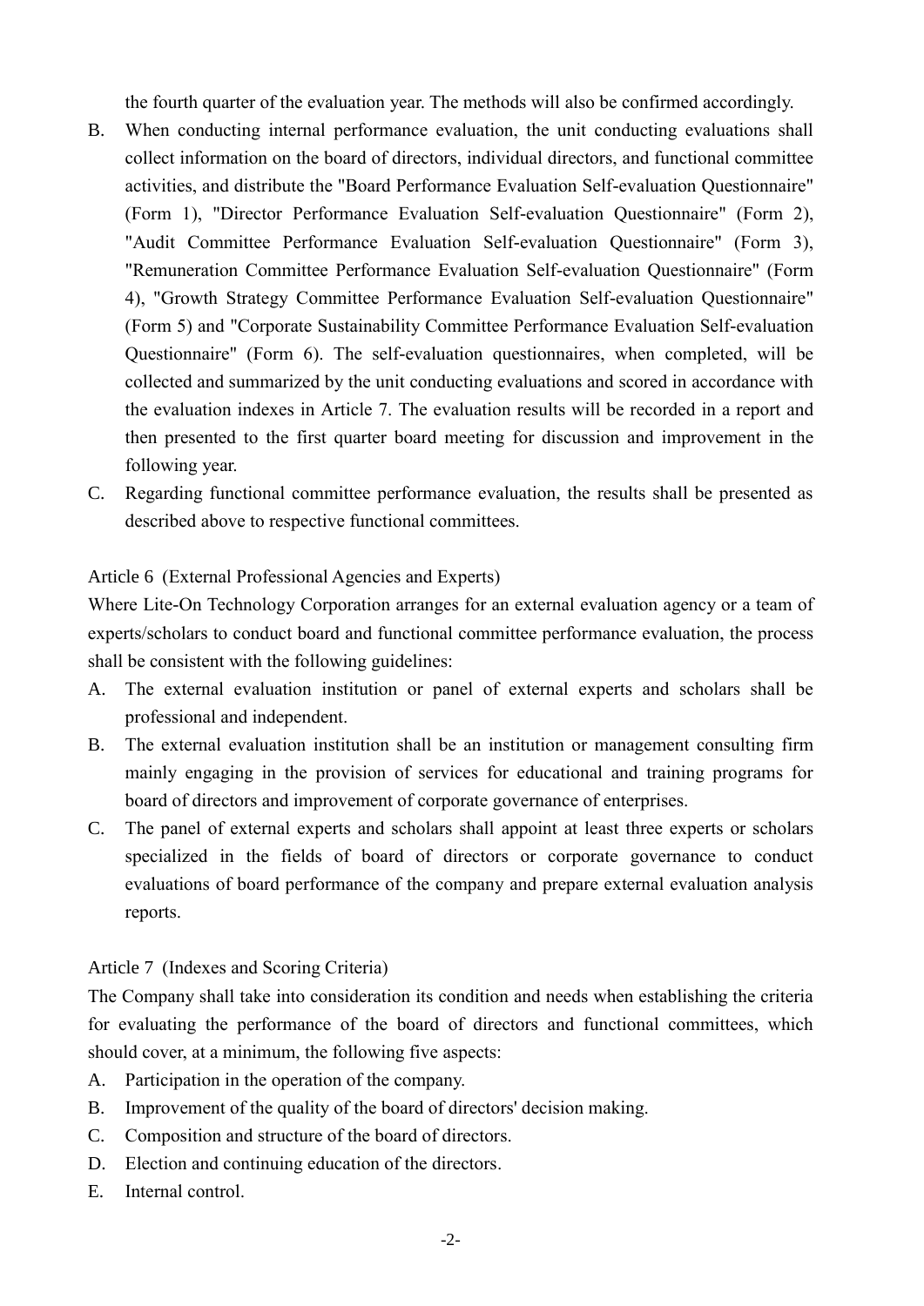the fourth quarter of the evaluation year. The methods will also be confirmed accordingly.

B. When conducting internal performance evaluation, the unit conducting evaluations shall collect information on the board of directors, individual directors, and functional committee activities, and distribute the "Board Performance Evaluation Self-evaluation Questionnaire" (Form 1), "Director Performance Evaluation Self-evaluation Questionnaire" (Form 2), "Audit Committee Performance Evaluation Self-evaluation Questionnaire" (Form 3), "Remuneration Committee Performance Evaluation Self-evaluation Questionnaire" (Form 4), "Growth Strategy Committee Performance Evaluation Self-evaluation Questionnaire" (Form 5) and "Corporate Sustainability Committee Performance Evaluation Self-evaluation Questionnaire" (Form 6). The self-evaluation questionnaires, when completed, will be collected and summarized by the unit conducting evaluations and scored in accordance with the evaluation indexes in Article 7. The evaluation results will be recorded in a report and then presented to the first quarter board meeting for discussion and improvement in the following year.

C. Regarding functional committee performance evaluation, the results shall be presented as described above to respective functional committees.

Article 6 (External Professional Agencies and Experts)

Where Lite-On Technology Corporation arranges for an external evaluation agency or a team of experts/scholars to conduct board and functional committee performance evaluation, the process shall be consistent with the following guidelines:

A. The external evaluation institution or panel of external experts and scholars shall be professional and independent.

B. The external evaluation institution shall be an institution or management consulting firm mainly engaging in the provision of services for educational and training programs for board of directors and improvement of corporate governance of enterprises.

C. The panel of external experts and scholars shall appoint at least three experts or scholars specialized in the fields of board of directors or corporate governance to conduct evaluations of board performance of the company and prepare external evaluation analysis reports.

Article 7 (Indexes and Scoring Criteria)

The Company shall take into consideration its condition and needs when establishing the criteria for evaluating the performance of the board of directors and functional committees, which should cover, at a minimum, the following five aspects:

A. Participation in the operation of the company.

B. Improvement of the quality of the board of directors' decision making.

C. Composition and structure of the board of directors.

D. Election and continuing education of the directors.

E. Internal control.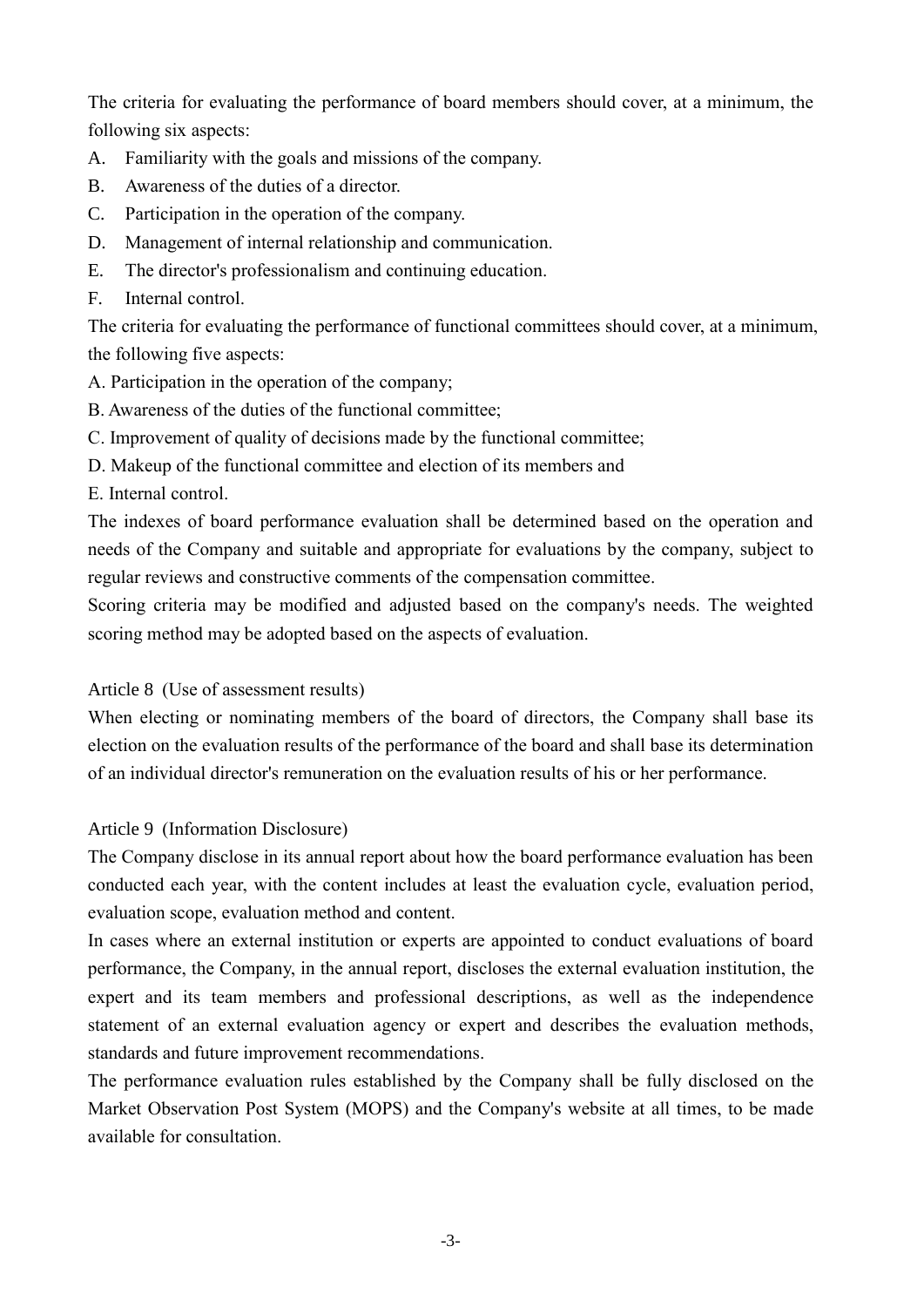The criteria for evaluating the performance of board members should cover, at a minimum, the following six aspects:

A. Familiarity with the goals and missions of the company.
B. Awareness of the duties of a director.
C. Participation in the operation of the company.
D. Management of internal relationship and communication.
E. The director's professionalism and continuing education.
F. Internal control.

The criteria for evaluating the performance of functional committees should cover, at a minimum, the following five aspects:

A. Participation in the operation of the company;
B. Awareness of the duties of the functional committee;
C. Improvement of quality of decisions made by the functional committee;
D. Makeup of the functional committee and election of its members and
E. Internal control.

The indexes of board performance evaluation shall be determined based on the operation and needs of the Company and suitable and appropriate for evaluations by the company, subject to regular reviews and constructive comments of the compensation committee.

Scoring criteria may be modified and adjusted based on the company's needs. The weighted scoring method may be adopted based on the aspects of evaluation.

Article 8 (Use of assessment results)

When electing or nominating members of the board of directors, the Company shall base its election on the evaluation results of the performance of the board and shall base its determination of an individual director's remuneration on the evaluation results of his or her performance.

Article 9 (Information Disclosure)

The Company disclose in its annual report about how the board performance evaluation has been conducted each year, with the content includes at least the evaluation cycle, evaluation period, evaluation scope, evaluation method and content.

In cases where an external institution or experts are appointed to conduct evaluations of board performance, the Company, in the annual report, discloses the external evaluation institution, the expert and its team members and professional descriptions, as well as the independence statement of an external evaluation agency or expert and describes the evaluation methods, standards and future improvement recommendations.

The performance evaluation rules established by the Company shall be fully disclosed on the Market Observation Post System (MOPS) and the Company's website at all times, to be made available for consultation.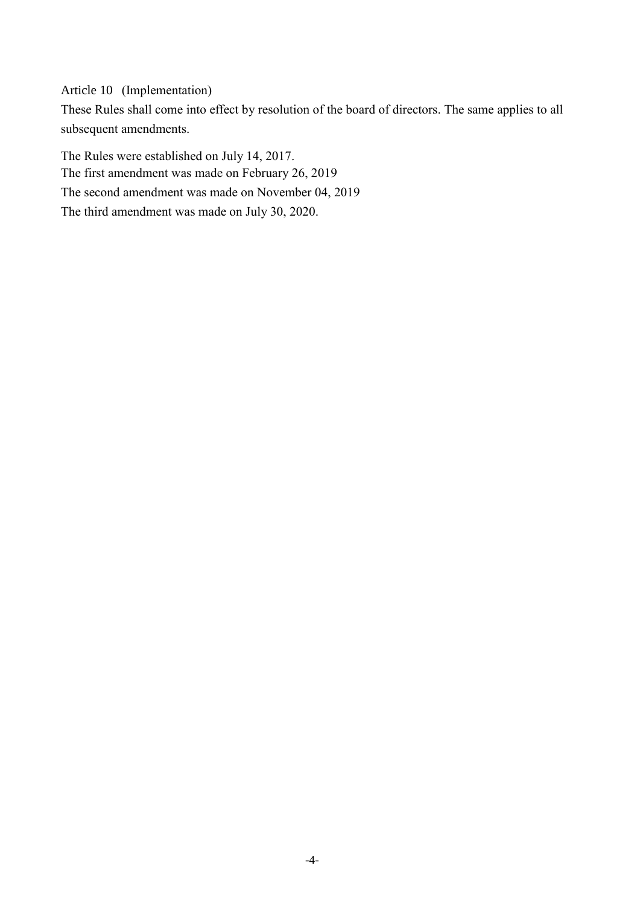Article 10 (Implementation)

These Rules shall come into effect by resolution of the board of directors. The same applies to all subsequent amendments.

The Rules were established on July 14, 2017.
The first amendment was made on February 26, 2019
The second amendment was made on November 04, 2019
The third amendment was made on July 30, 2020.